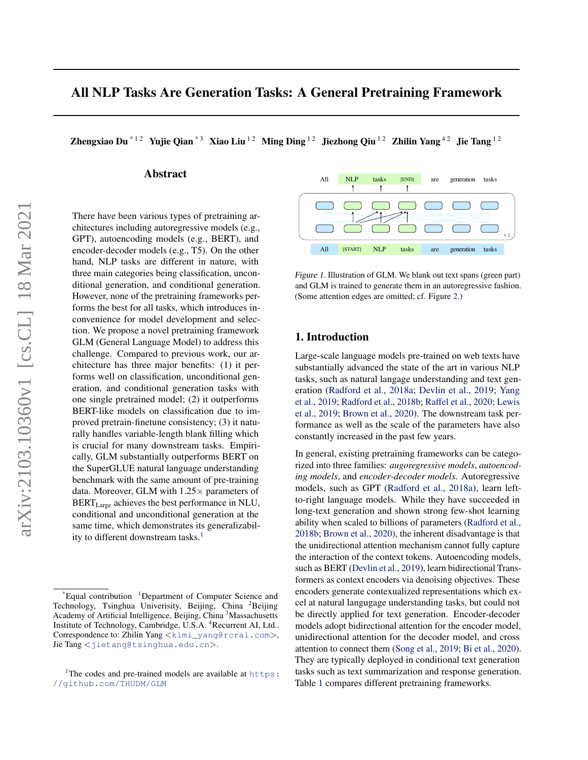# All NLP Tasks Are Generation Tasks: A General Pretraining Framework

**Zhengxiao Du** [*1 2] **Yujie Qian** [*3] **Xiao Liu** [1 2] **Ming Ding** [1 2] **Jiezhong Qiu** [1 2] **Zhilin Yang** [4 2] **Jie Tang** [1 2]

## Abstract

There have been various types of pretraining architectures including autoregressive models (e.g., GPT), autoencoding models (e.g., BERT), and encoder-decoder models (e.g., T5). On the other hand, NLP tasks are different in nature, with three main categories being classification, unconditional generation, and conditional generation. However, none of the pretraining frameworks performs the best for all tasks, which introduces inconvenience for model development and selection. We propose a novel pretraining framework GLM (General Language Model) to address this challenge. Compared to previous work, our architecture has three major benefits: (1) it performs well on classification, unconditional generation, and conditional generation tasks with one single pretrained model; (2) it outperforms BERT-like models on classification due to improved pretrain-finetune consistency; (3) it naturally handles variable-length blank filling which is crucial for many downstream tasks. Empirically, GLM substantially outperforms BERT on the SuperGLUE natural language understanding benchmark with the same amount of pre-training data. Moreover, GLM with 1.25× parameters of $\text{BERT}_{\text{Large}}$ achieves the best performance in NLU, conditional and unconditional generation at the same time, which demonstrates its generalizability to different downstream tasks.[1]

*Figure 1.* Illustration of GLM. We blank out text spans (green part) and GLM is trained to generate them in an autoregressive fashion. (Some attention edges are omitted; cf. Figure 2.)

## 1. Introduction

Large-scale language models pre-trained on web texts have substantially advanced the state of the art in various NLP tasks, such as natural langage understanding and text generation (Radford et al., 2018a; Devlin et al., 2019; Yang et al., 2019; Radford et al., 2018b; Raffel et al., 2020; Lewis et al., 2019; Brown et al., 2020). The downstream task performance as well as the scale of the parameters have also constantly increased in the past few years.

In general, existing pretraining frameworks can be categorized into three families: *augoregressive models*, *autoencoding models*, and *encoder-decoder models*. Autoregressive models, such as GPT (Radford et al., 2018a), learn left-to-right language models. While they have succeeded in long-text generation and shown strong few-shot learning ability when scaled to billions of parameters (Radford et al., 2018b; Brown et al., 2020), the inherent disadvantage is that the unidirectional attention mechanism cannot fully capture the interaction of the context tokens. Autoencoding models, such as BERT (Devlin et al., 2019), learn bidirectional Transformers as context encoders via denoising objectives. These encoders generate contexualized representations which excel at natural langugage understanding tasks, but could not be directly applied for text generation. Encoder-decoder models adopt bidirectional attention for the encoder model, unidirectional attention for the decoder model, and cross attention to connect them (Song et al., 2019; Bi et al., 2020). They are typically deployed in conditional text generation tasks such as text summarization and response generation. Table 1 compares different pretraining frameworks.

---

[*]Equal contribution [1]Department of Computer Science and Technology, Tsinghua Univerisity, Beijing, China [2]Beijing Academy of Artificial Intelligence, Beijing, China [3]Massachusetts Institute of Technology, Cambridge, U.S.A. [4]Recurrent AI, Ltd.. Correspondence to: Zhilin Yang <kimi_yang@rcrai.com>, Jie Tang <jietang@tsinghua.edu.cn>.

[1]The codes and pre-trained models are available at https://github.com/THUDM/GLM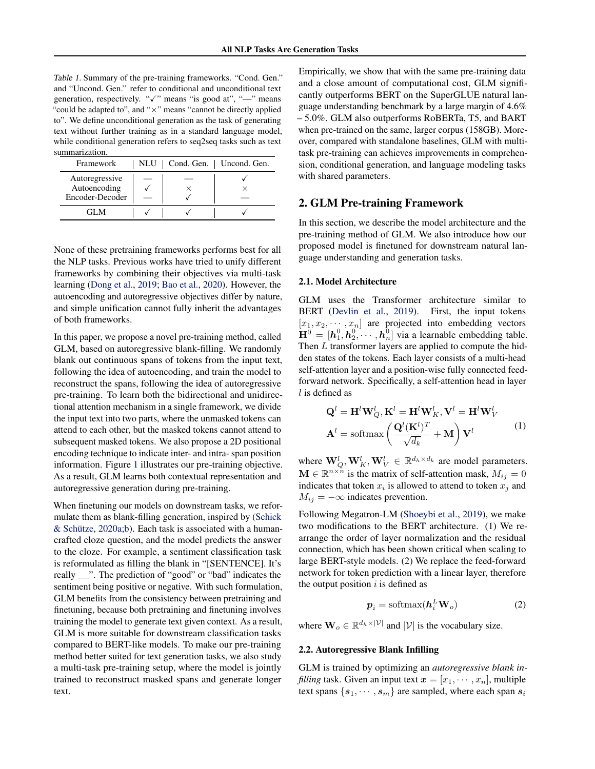Table 1. Summary of the pre-training frameworks. "Cond. Gen." and "Uncond. Gen." refer to conditional and unconditional text generation, respectively. "✓" means "is good at", "—" means "could be adapted to", and "×" means "cannot be directly applied to". We define unconditional generation as the task of generating text without further training as in a standard language model, while conditional generation refers to seq2seq tasks such as text summarization.

| Framework | NLU | Cond. Gen. | Uncond. Gen. |
|---|---|---|---|
| Autoregressive | — | — | ✓ |
| Autoencoding | ✓ | × | × |
| Encoder-Decoder | — | ✓ | — |
| GLM | ✓ | ✓ | ✓ |

None of these pretraining frameworks performs best for all the NLP tasks. Previous works have tried to unify different frameworks by combining their objectives via multi-task learning (Dong et al., 2019; Bao et al., 2020). However, the autoencoding and autoregressive objectives differ by nature, and simple unification cannot fully inherit the advantages of both frameworks.

In this paper, we propose a novel pre-training method, called GLM, based on autoregressive blank-filling. We randomly blank out continuous spans of tokens from the input text, following the idea of autoencoding, and train the model to reconstruct the spans, following the idea of autoregressive pre-training. To learn both the bidirectional and unidirectional attention mechanism in a single framework, we divide the input text into two parts, where the unmasked tokens can attend to each other, but the masked tokens cannot attend to subsequent masked tokens. We also propose a 2D positional encoding technique to indicate inter- and intra- span position information. Figure 1 illustrates our pre-training objective. As a result, GLM learns both contextual representation and autoregressive generation during pre-training.

When finetuning our models on downstream tasks, we reformulate them as blank-filling generation, inspired by (Schick & Schütze, 2020a;b). Each task is associated with a human-crafted cloze question, and the model predicts the answer to the cloze. For example, a sentiment classification task is reformulated as filling the blank in "[SENTENCE]. It's really __". The prediction of "good" or "bad" indicates the sentiment being positive or negative. With such formulation, GLM benefits from the consistency between pretraining and finetuning, because both pretraining and finetuning involves training the model to generate text given context. As a result, GLM is more suitable for downstream classification tasks compared to BERT-like models. To make our pre-training method better suited for text generation tasks, we also study a multi-task pre-training setup, where the model is jointly trained to reconstruct masked spans and generate longer text.

Empirically, we show that with the same pre-training data and a close amount of computational cost, GLM significantly outperforms BERT on the SuperGLUE natural language understanding benchmark by a large margin of 4.6% – 5.0%. GLM also outperforms RoBERTa, T5, and BART when pre-trained on the same, larger corpus (158GB). Moreover, compared with standalone baselines, GLM with multi-task pre-training can achieves improvements in comprehension, conditional generation, and language modeling tasks with shared parameters.

## 2. GLM Pre-training Framework

In this section, we describe the model architecture and the pre-training method of GLM. We also introduce how our proposed model is finetuned for downstream natural language understanding and generation tasks.

### 2.1. Model Architecture

GLM uses the Transformer architecture similar to BERT (Devlin et al., 2019). First, the input tokens $[x_1, x_2, \cdots, x_n]$ are projected into embedding vectors $\mathbf{H}^0 = [\boldsymbol{h}_1^0, \boldsymbol{h}_2^0, \cdots, \boldsymbol{h}_n^0]$ via a learnable embedding table. Then $L$ transformer layers are applied to compute the hidden states of the tokens. Each layer consists of a multi-head self-attention layer and a position-wise fully connected feed-forward network. Specifically, a self-attention head in layer $l$ is defined as

$$
\begin{aligned}
\mathbf{Q}^l &= \mathbf{H}^l\mathbf{W}_Q^l, \mathbf{K}^l = \mathbf{H}^l\mathbf{W}_K^l, \mathbf{V}^l = \mathbf{H}^l\mathbf{W}_V^l \\
\mathbf{A}^l &= \mathrm{softmax}\left(\frac{\mathbf{Q}^l(\mathbf{K}^l)^T}{\sqrt{d_k}} + \mathbf{M}\right)\mathbf{V}^l
\end{aligned} \tag{1}
$$

where $\mathbf{W}_Q^l, \mathbf{W}_K^l, \mathbf{W}_V^l \in \mathbb{R}^{d_h \times d_k}$ are model parameters. $\mathbf{M} \in \mathbb{R}^{n \times n}$ is the matrix of self-attention mask, $M_{ij} = 0$ indicates that token $x_i$ is allowed to attend to token $x_j$ and $M_{ij} = -\infty$ indicates prevention.

Following Megatron-LM (Shoeybi et al., 2019), we make two modifications to the BERT architecture. (1) We rearrange the order of layer normalization and the residual connection, which has been shown critical when scaling to large BERT-style models. (2) We replace the feed-forward network for token prediction with a linear layer, therefore the output position $i$ is defined as

$$
\boldsymbol{p}_i = \mathrm{softmax}(\boldsymbol{h}_i^L \mathbf{W}_o) \tag{2}
$$

where $\mathbf{W}_o \in \mathbb{R}^{d_h \times |\mathcal{V}|}$ and $|\mathcal{V}|$ is the vocabulary size.

### 2.2. Autoregressive Blank Infilling

GLM is trained by optimizing an *autoregressive blank infilling* task. Given an input text $\boldsymbol{x} = [x_1, \cdots, x_n]$, multiple text spans $\{\boldsymbol{s}_1, \cdots, \boldsymbol{s}_m\}$ are sampled, where each span $\boldsymbol{s}_i$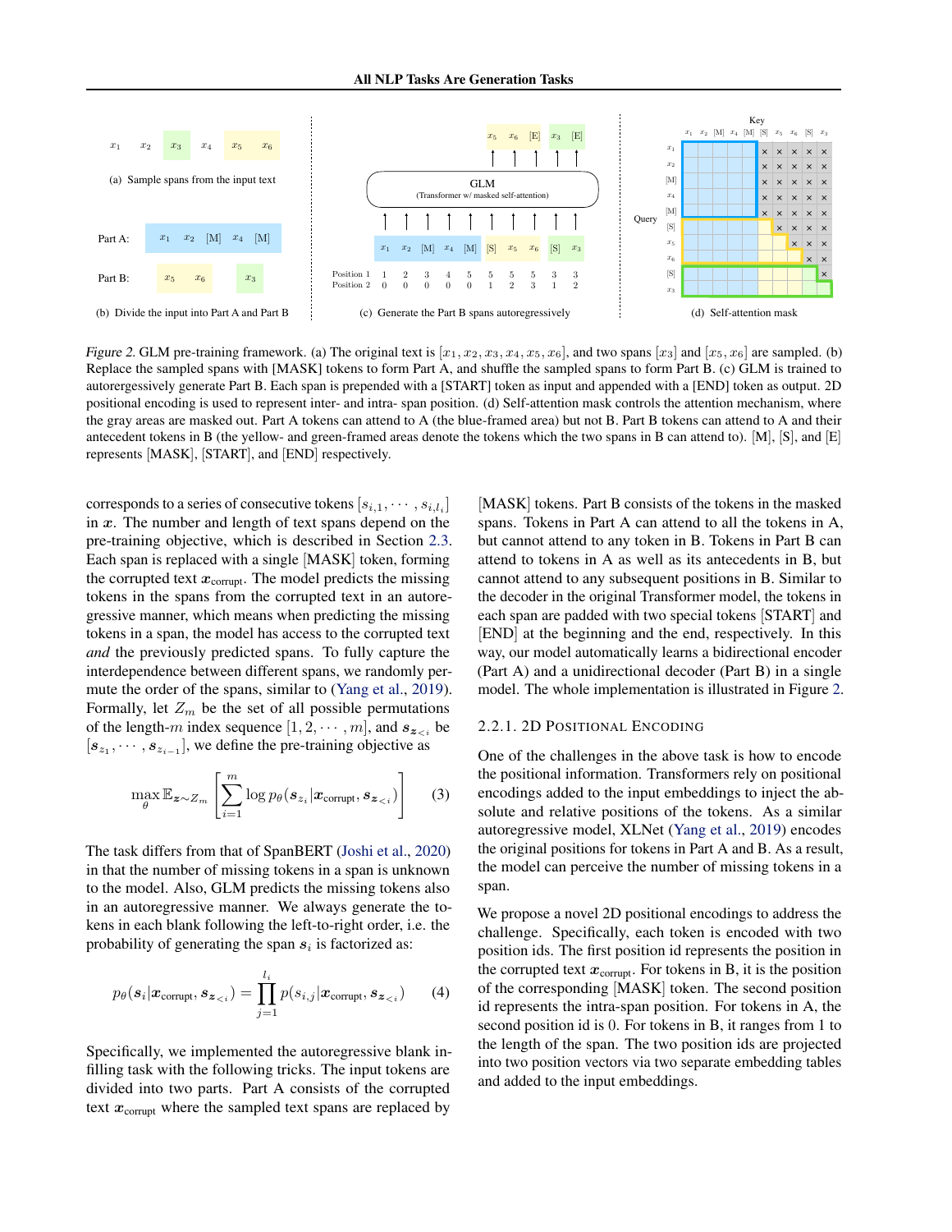Figure 2. GLM pre-training framework. (a) The original text is $[x_1, x_2, x_3, x_4, x_5, x_6]$, and two spans $[x_3]$ and $[x_5, x_6]$ are sampled. (b) Replace the sampled spans with [MASK] tokens to form Part A, and shuffle the sampled spans to form Part B. (c) GLM is trained to autorergessively generate Part B. Each span is prepended with a [START] token as input and appended with a [END] token as output. 2D positional encoding is used to represent inter- and intra- span position. (d) Self-attention mask controls the attention mechanism, where the gray areas are masked out. Part A tokens can attend to A (the blue-framed area) but not B. Part B tokens can attend to A and their antecedent tokens in B (the yellow- and green-framed areas denote the tokens which the two spans in B can attend to). [M], [S], and [E] represents [MASK], [START], and [END] respectively.

corresponds to a series of consecutive tokens $[s_{i,1}, \cdots, s_{i,l_i}]$ in $\boldsymbol{x}$. The number and length of text spans depend on the pre-training objective, which is described in Section 2.3. Each span is replaced with a single [MASK] token, forming the corrupted text $\boldsymbol{x}_{\text{corrupt}}$. The model predicts the missing tokens in the spans from the corrupted text in an autoregressive manner, which means when predicting the missing tokens in a span, the model has access to the corrupted text *and* the previously predicted spans. To fully capture the interdependence between different spans, we randomly permute the order of the spans, similar to (Yang et al., 2019). Formally, let $Z_m$ be the set of all possible permutations of the length-$m$ index sequence $[1, 2, \cdots, m]$, and $\boldsymbol{s}_{\boldsymbol{z}_{<i}}$ be $[\boldsymbol{s}_{z_1}, \cdots, \boldsymbol{s}_{z_{i-1}}]$, we define the pre-training objective as

$$\max_{\theta} \mathbb{E}_{\boldsymbol{z} \sim Z_m} \left[ \sum_{i=1}^{m} \log p_\theta(\boldsymbol{s}_{z_i} | \boldsymbol{x}_{\text{corrupt}}, \boldsymbol{s}_{\boldsymbol{z}_{<i}}) \right] \tag{3}$$

The task differs from that of SpanBERT (Joshi et al., 2020) in that the number of missing tokens in a span is unknown to the model. Also, GLM predicts the missing tokens also in an autoregressive manner. We always generate the tokens in each blank following the left-to-right order, i.e. the probability of generating the span $\boldsymbol{s}_i$ is factorized as:

$$p_\theta(\boldsymbol{s}_i | \boldsymbol{x}_{\text{corrupt}}, \boldsymbol{s}_{\boldsymbol{z}_{<i}}) = \prod_{j=1}^{l_i} p(s_{i,j} | \boldsymbol{x}_{\text{corrupt}}, \boldsymbol{s}_{\boldsymbol{z}_{<i}}) \tag{4}$$

Specifically, we implemented the autoregressive blank infilling task with the following tricks. The input tokens are divided into two parts. Part A consists of the corrupted text $\boldsymbol{x}_{\text{corrupt}}$ where the sampled text spans are replaced by [MASK] tokens. Part B consists of the tokens in the masked spans. Tokens in Part A can attend to all the tokens in A, but cannot attend to any token in B. Tokens in Part B can attend to tokens in A as well as its antecedents in B, but cannot attend to any subsequent positions in B. Similar to the decoder in the original Transformer model, the tokens in each span are padded with two special tokens [START] and [END] at the beginning and the end, respectively. In this way, our model automatically learns a bidirectional encoder (Part A) and a unidirectional decoder (Part B) in a single model. The whole implementation is illustrated in Figure 2.

#### 2.2.1. 2D Positional Encoding

One of the challenges in the above task is how to encode the positional information. Transformers rely on positional encodings added to the input embeddings to inject the absolute and relative positions of the tokens. As a similar autoregressive model, XLNet (Yang et al., 2019) encodes the original positions for tokens in Part A and B. As a result, the model can perceive the number of missing tokens in a span.

We propose a novel 2D positional encodings to address the challenge. Specifically, each token is encoded with two position ids. The first position id represents the position in the corrupted text $\boldsymbol{x}_{\text{corrupt}}$. For tokens in B, it is the position of the corresponding [MASK] token. The second position id represents the intra-span position. For tokens in A, the second position id is 0. For tokens in B, it ranges from 1 to the length of the span. The two position ids are projected into two position vectors via two separate embedding tables and added to the input embeddings.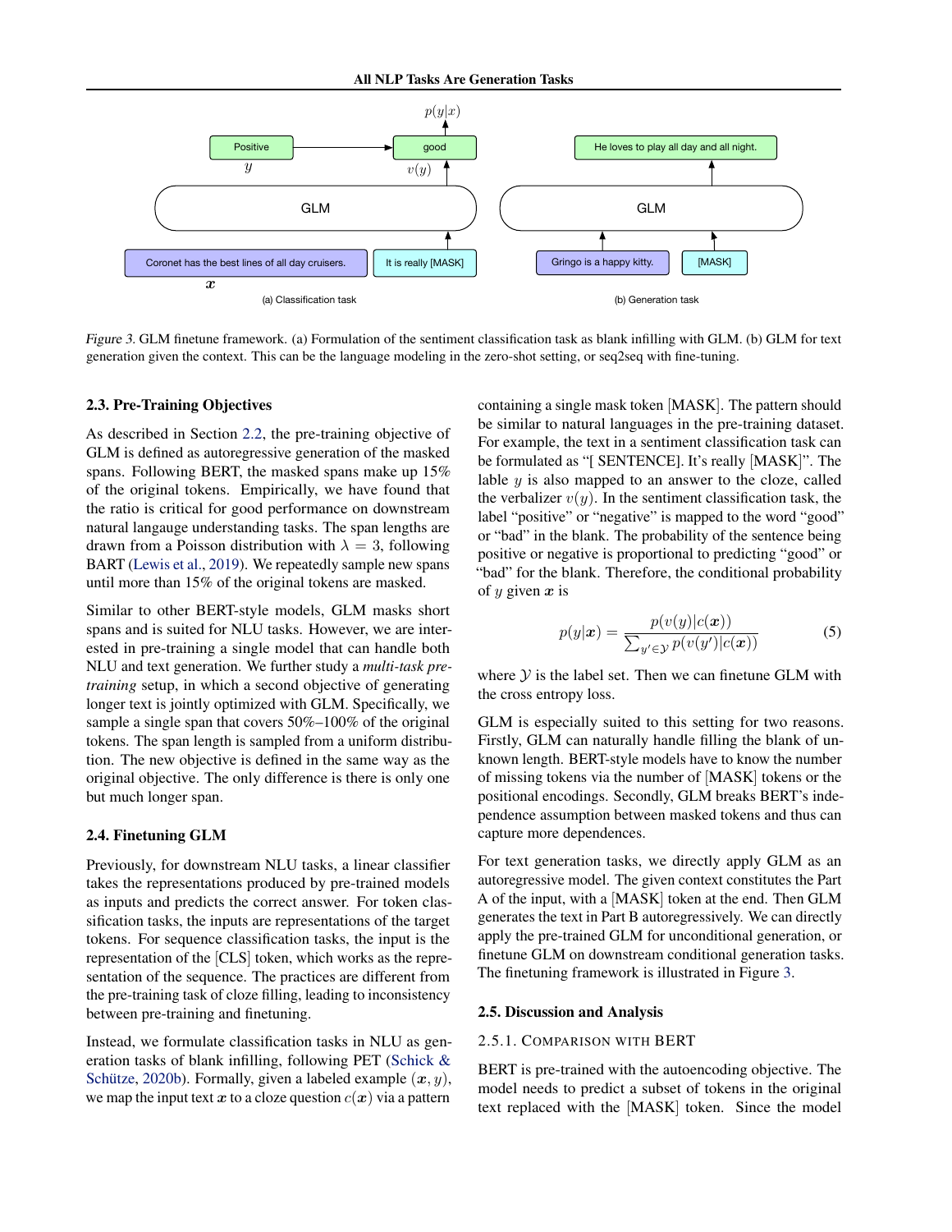Figure 3. GLM finetune framework. (a) Formulation of the sentiment classification task as blank infilling with GLM. (b) GLM for text generation given the context. This can be the language modeling in the zero-shot setting, or seq2seq with fine-tuning.

### 2.3. Pre-Training Objectives

As described in Section 2.2, the pre-training objective of GLM is defined as autoregressive generation of the masked spans. Following BERT, the masked spans make up 15% of the original tokens. Empirically, we have found that the ratio is critical for good performance on downstream natural langauge understanding tasks. The span lengths are drawn from a Poisson distribution with $\lambda = 3$, following BART (Lewis et al., 2019). We repeatedly sample new spans until more than 15% of the original tokens are masked.

Similar to other BERT-style models, GLM masks short spans and is suited for NLU tasks. However, we are interested in pre-training a single model that can handle both NLU and text generation. We further study a *multi-task pre-training* setup, in which a second objective of generating longer text is jointly optimized with GLM. Specifically, we sample a single span that covers 50%–100% of the original tokens. The span length is sampled from a uniform distribution. The new objective is defined in the same way as the original objective. The only difference is there is only one but much longer span.

### 2.4. Finetuning GLM

Previously, for downstream NLU tasks, a linear classifier takes the representations produced by pre-trained models as inputs and predicts the correct answer. For token classification tasks, the inputs are representations of the target tokens. For sequence classification tasks, the input is the representation of the [CLS] token, which works as the representation of the sequence. The practices are different from the pre-training task of cloze filling, leading to inconsistency between pre-training and finetuning.

Instead, we formulate classification tasks in NLU as generation tasks of blank infilling, following PET (Schick & Schütze, 2020b). Formally, given a labeled example $(\boldsymbol{x}, y)$, we map the input text $\boldsymbol{x}$ to a cloze question $c(\boldsymbol{x})$ via a pattern containing a single mask token [MASK]. The pattern should be similar to natural languages in the pre-training dataset. For example, the text in a sentiment classification task can be formulated as "[ SENTENCE]. It's really [MASK]". The lable $y$ is also mapped to an answer to the cloze, called the verbalizer $v(y)$. In the sentiment classification task, the label "positive" or "negative" is mapped to the word "good" or "bad" in the blank. The probability of the sentence being positive or negative is proportional to predicting "good" or "bad" for the blank. Therefore, the conditional probability of $y$ given $\boldsymbol{x}$ is

$$p(y|\boldsymbol{x}) = \frac{p(v(y)|c(\boldsymbol{x}))}{\sum_{y' \in \mathcal{Y}} p(v(y')|c(\boldsymbol{x}))} \tag{5}$$

where $\mathcal{Y}$ is the label set. Then we can finetune GLM with the cross entropy loss.

GLM is especially suited to this setting for two reasons. Firstly, GLM can naturally handle filling the blank of unknown length. BERT-style models have to know the number of missing tokens via the number of [MASK] tokens or the positional encodings. Secondly, GLM breaks BERT's independence assumption between masked tokens and thus can capture more dependences.

For text generation tasks, we directly apply GLM as an autoregressive model. The given context constitutes the Part A of the input, with a [MASK] token at the end. Then GLM generates the text in Part B autoregressively. We can directly apply the pre-trained GLM for unconditional generation, or finetune GLM on downstream conditional generation tasks. The finetuning framework is illustrated in Figure 3.

### 2.5. Discussion and Analysis

#### 2.5.1. Comparison with BERT

BERT is pre-trained with the autoencoding objective. The model needs to predict a subset of tokens in the original text replaced with the [MASK] token. Since the model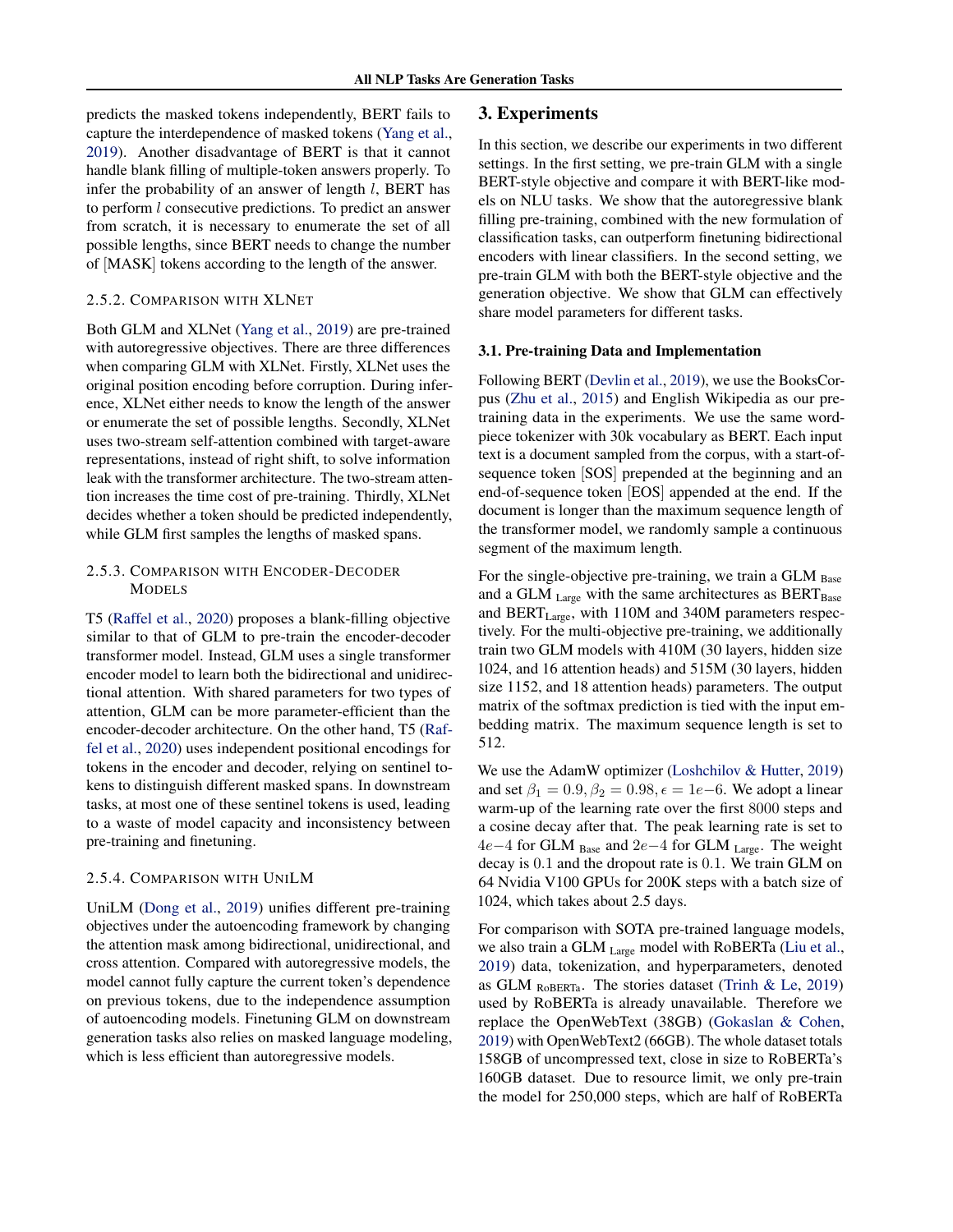predicts the masked tokens independently, BERT fails to capture the interdependence of masked tokens (Yang et al., 2019). Another disadvantage of BERT is that it cannot handle blank filling of multiple-token answers properly. To infer the probability of an answer of length $l$, BERT has to perform $l$ consecutive predictions. To predict an answer from scratch, it is necessary to enumerate the set of all possible lengths, since BERT needs to change the number of [MASK] tokens according to the length of the answer.

#### 2.5.2. Comparison with XLNet

Both GLM and XLNet (Yang et al., 2019) are pre-trained with autoregressive objectives. There are three differences when comparing GLM with XLNet. Firstly, XLNet uses the original position encoding before corruption. During inference, XLNet either needs to know the length of the answer or enumerate the set of possible lengths. Secondly, XLNet uses two-stream self-attention combined with target-aware representations, instead of right shift, to solve information leak with the transformer architecture. The two-stream attention increases the time cost of pre-training. Thirdly, XLNet decides whether a token should be predicted independently, while GLM first samples the lengths of masked spans.

#### 2.5.3. Comparison with Encoder-Decoder Models

T5 (Raffel et al., 2020) proposes a blank-filling objective similar to that of GLM to pre-train the encoder-decoder transformer model. Instead, GLM uses a single transformer encoder model to learn both the bidirectional and unidirectional attention. With shared parameters for two types of attention, GLM can be more parameter-efficient than the encoder-decoder architecture. On the other hand, T5 (Raffel et al., 2020) uses independent positional encodings for tokens in the encoder and decoder, relying on sentinel tokens to distinguish different masked spans. In downstream tasks, at most one of these sentinel tokens is used, leading to a waste of model capacity and inconsistency between pre-training and finetuning.

#### 2.5.4. Comparison with UniLM

UniLM (Dong et al., 2019) unifies different pre-training objectives under the autoencoding framework by changing the attention mask among bidirectional, unidirectional, and cross attention. Compared with autoregressive models, the model cannot fully capture the current token's dependence on previous tokens, due to the independence assumption of autoencoding models. Finetuning GLM on downstream generation tasks also relies on masked language modeling, which is less efficient than autoregressive models.

## 3. Experiments

In this section, we describe our experiments in two different settings. In the first setting, we pre-train GLM with a single BERT-style objective and compare it with BERT-like models on NLU tasks. We show that the autoregressive blank filling pre-training, combined with the new formulation of classification tasks, can outperform finetuning bidirectional encoders with linear classifiers. In the second setting, we pre-train GLM with both the BERT-style objective and the generation objective. We show that GLM can effectively share model parameters for different tasks.

### 3.1. Pre-training Data and Implementation

Following BERT (Devlin et al., 2019), we use the BooksCorpus (Zhu et al., 2015) and English Wikipedia as our pre-training data in the experiments. We use the same wordpiece tokenizer with 30k vocabulary as BERT. Each input text is a document sampled from the corpus, with a start-of-sequence token [SOS] prepended at the beginning and an end-of-sequence token [EOS] appended at the end. If the document is longer than the maximum sequence length of the transformer model, we randomly sample a continuous segment of the maximum length.

For the single-objective pre-training, we train a GLM $_{\text{Base}}$ and a GLM $_{\text{Large}}$ with the same architectures as BERT$_{\text{Base}}$ and BERT$_{\text{Large}}$, with 110M and 340M parameters respectively. For the multi-objective pre-training, we additionally train two GLM models with 410M (30 layers, hidden size 1024, and 16 attention heads) and 515M (30 layers, hidden size 1152, and 18 attention heads) parameters. The output matrix of the softmax prediction is tied with the input embedding matrix. The maximum sequence length is set to 512.

We use the AdamW optimizer (Loshchilov & Hutter, 2019) and set $\beta_1 = 0.9, \beta_2 = 0.98, \epsilon = 1e{-6}$. We adopt a linear warm-up of the learning rate over the first $8000$ steps and a cosine decay after that. The peak learning rate is set to $4e{-4}$ for GLM $_{\text{Base}}$ and $2e{-4}$ for GLM $_{\text{Large}}$. The weight decay is $0.1$ and the dropout rate is $0.1$. We train GLM on 64 Nvidia V100 GPUs for 200K steps with a batch size of 1024, which takes about 2.5 days.

For comparison with SOTA pre-trained language models, we also train a GLM $_{\text{Large}}$ model with RoBERTa (Liu et al., 2019) data, tokenization, and hyperparameters, denoted as GLM $_{\text{RoBERTa}}$. The stories dataset (Trinh & Le, 2019) used by RoBERTa is already unavailable. Therefore we replace the OpenWebText (38GB) (Gokaslan & Cohen, 2019) with OpenWebText2 (66GB). The whole dataset totals 158GB of uncompressed text, close in size to RoBERTa's 160GB dataset. Due to resource limit, we only pre-train the model for 250,000 steps, which are half of RoBERTa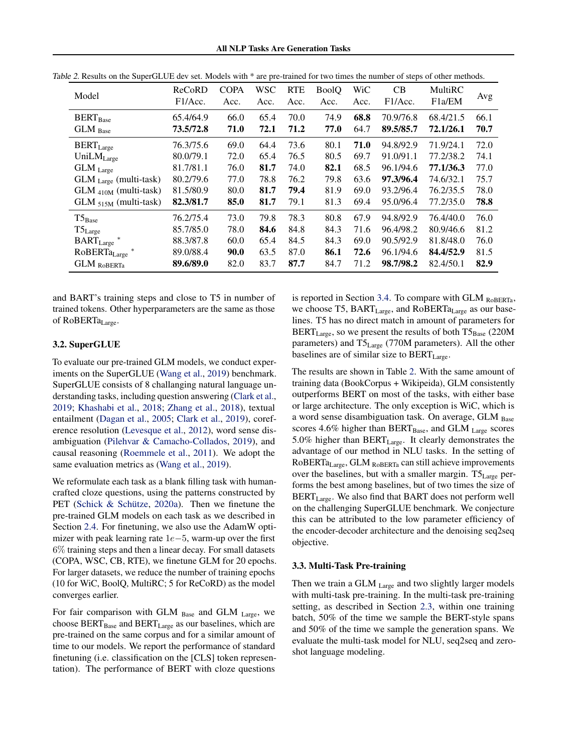Table 2. Results on the SuperGLUE dev set. Models with * are pre-trained for two times the number of steps of other methods.

| Model | ReCoRD F1/Acc. | COPA Acc. | WSC Acc. | RTE Acc. | BoolQ Acc. | WiC Acc. | CB F1/Acc. | MultiRC F1a/EM | Avg |
|---|---|---|---|---|---|---|---|---|---|
| $\text{BERT}_{\text{Base}}$ | 65.4/64.9 | 66.0 | 65.4 | 70.0 | 74.9 | **68.8** | 70.9/76.8 | 68.4/21.5 | 66.1 |
| $\text{GLM}_{\text{Base}}$ | **73.5/72.8** | **71.0** | **72.1** | **71.2** | **77.0** | 64.7 | **89.5/85.7** | **72.1/26.1** | **70.7** |
| $\text{BERT}_{\text{Large}}$ | 76.3/75.6 | 69.0 | 64.4 | 73.6 | 80.1 | **71.0** | 94.8/92.9 | 71.9/24.1 | 72.0 |
| $\text{UniLM}_{\text{Large}}$ | 80.0/79.1 | 72.0 | 65.4 | 76.5 | 80.5 | 69.7 | 91.0/91.1 | 77.2/38.2 | 74.1 |
| $\text{GLM}_{\text{Large}}$ | 81.7/81.1 | 76.0 | **81.7** | 74.0 | **82.1** | 68.5 | 96.1/94.6 | **77.1/36.3** | 77.0 |
| $\text{GLM}_{\text{Large}}$ (multi-task) | 80.2/79.6 | 77.0 | 78.8 | 76.2 | 79.8 | 63.6 | **97.3/96.4** | 74.6/32.1 | 75.7 |
| $\text{GLM}_{\text{410M}}$ (multi-task) | 81.5/80.9 | 80.0 | **81.7** | **79.4** | 81.9 | 69.0 | 93.2/96.4 | 76.2/35.5 | 78.0 |
| $\text{GLM}_{\text{515M}}$ (multi-task) | **82.3/81.7** | **85.0** | **81.7** | 79.1 | 81.3 | 69.4 | 95.0/96.4 | 77.2/35.0 | **78.8** |
| $\text{T5}_{\text{Base}}$ | 76.2/75.4 | 73.0 | 79.8 | 78.3 | 80.8 | 67.9 | 94.8/92.9 | 76.4/40.0 | 76.0 |
| $\text{T5}_{\text{Large}}$ | 85.7/85.0 | 78.0 | **84.6** | 84.8 | 84.3 | 71.6 | 96.4/98.2 | 80.9/46.6 | 81.2 |
| $\text{BART}_{\text{Large}}$ * | 88.3/87.8 | 60.0 | 65.4 | 84.5 | 84.3 | 69.0 | 90.5/92.9 | 81.8/48.0 | 76.0 |
| $\text{RoBERTa}_{\text{Large}}$ * | 89.0/88.4 | **90.0** | 63.5 | 87.0 | **86.1** | **72.6** | 96.1/94.6 | **84.4/52.9** | 81.5 |
| $\text{GLM}_{\text{RoBERTa}}$ | **89.6/89.0** | 82.0 | 83.7 | **87.7** | 84.7 | 71.2 | **98.7/98.2** | 82.4/50.1 | **82.9** |

and BART's training steps and close to T5 in number of trained tokens. Other hyperparameters are the same as those of $\text{RoBERTa}_{\text{Large}}$.

### 3.2. SuperGLUE

To evaluate our pre-trained GLM models, we conduct experiments on the SuperGLUE (Wang et al., 2019) benchmark. SuperGLUE consists of 8 challanging natural language understanding tasks, including question answering (Clark et al., 2019; Khashabi et al., 2018; Zhang et al., 2018), textual entailment (Dagan et al., 2005; Clark et al., 2019), coreference resolution (Levesque et al., 2012), word sense disambiguation (Pilehvar & Camacho-Collados, 2019), and causal reasoning (Roemmele et al., 2011). We adopt the same evaluation metrics as (Wang et al., 2019).

We reformulate each task as a blank filling task with human-crafted cloze questions, using the patterns constructed by PET (Schick & Schütze, 2020a). Then we finetune the pre-trained GLM models on each task as we described in Section 2.4. For finetuning, we also use the AdamW optimizer with peak learning rate $1e{-}5$, warm-up over the first $6\%$ training steps and then a linear decay. For small datasets (COPA, WSC, CB, RTE), we finetune GLM for 20 epochs. For larger datasets, we reduce the number of training epochs (10 for WiC, BoolQ, MultiRC; 5 for ReCoRD) as the model converges earlier.

For fair comparison with $\text{GLM}_{\text{Base}}$ and $\text{GLM}_{\text{Large}}$, we choose $\text{BERT}_{\text{Base}}$ and $\text{BERT}_{\text{Large}}$ as our baselines, which are pre-trained on the same corpus and for a similar amount of time to our models. We report the performance of standard finetuning (i.e. classification on the [CLS] token representation). The performance of BERT with cloze questions is reported in Section 3.4. To compare with $\text{GLM}_{\text{RoBERTa}}$, we choose T5, $\text{BART}_{\text{Large}}$, and $\text{RoBERTa}_{\text{Large}}$ as our baselines. T5 has no direct match in amount of parameters for $\text{BERT}_{\text{Large}}$, so we present the results of both $\text{T5}_{\text{Base}}$ (220M parameters) and $\text{T5}_{\text{Large}}$ (770M parameters). All the other baselines are of similar size to $\text{BERT}_{\text{Large}}$.

The results are shown in Table 2. With the same amount of training data (BookCorpus + Wikipeida), GLM consistently outperforms BERT on most of the tasks, with either base or large architecture. The only exception is WiC, which is a word sense disambiguation task. On average, $\text{GLM}_{\text{Base}}$ scores 4.6% higher than $\text{BERT}_{\text{Base}}$, and $\text{GLM}_{\text{Large}}$ scores 5.0% higher than $\text{BERT}_{\text{Large}}$. It clearly demonstrates the advantage of our method in NLU tasks. In the setting of $\text{RoBERTa}_{\text{Large}}$, $\text{GLM}_{\text{RoBERTa}}$ can still achieve improvements over the baselines, but with a smaller margin. $\text{T5}_{\text{Large}}$ performs the best among baselines, but of two times the size of $\text{BERT}_{\text{Large}}$. We also find that BART does not perform well on the challenging SuperGLUE benchmark. We conjecture this can be attributed to the low parameter efficiency of the encoder-decoder architecture and the denoising seq2seq objective.

### 3.3. Multi-Task Pre-training

Then we train a $\text{GLM}_{\text{Large}}$ and two slightly larger models with multi-task pre-training. In the multi-task pre-training setting, as described in Section 2.3, within one training batch, 50% of the time we sample the BERT-style spans and 50% of the time we sample the generation spans. We evaluate the multi-task model for NLU, seq2seq and zero-shot language modeling.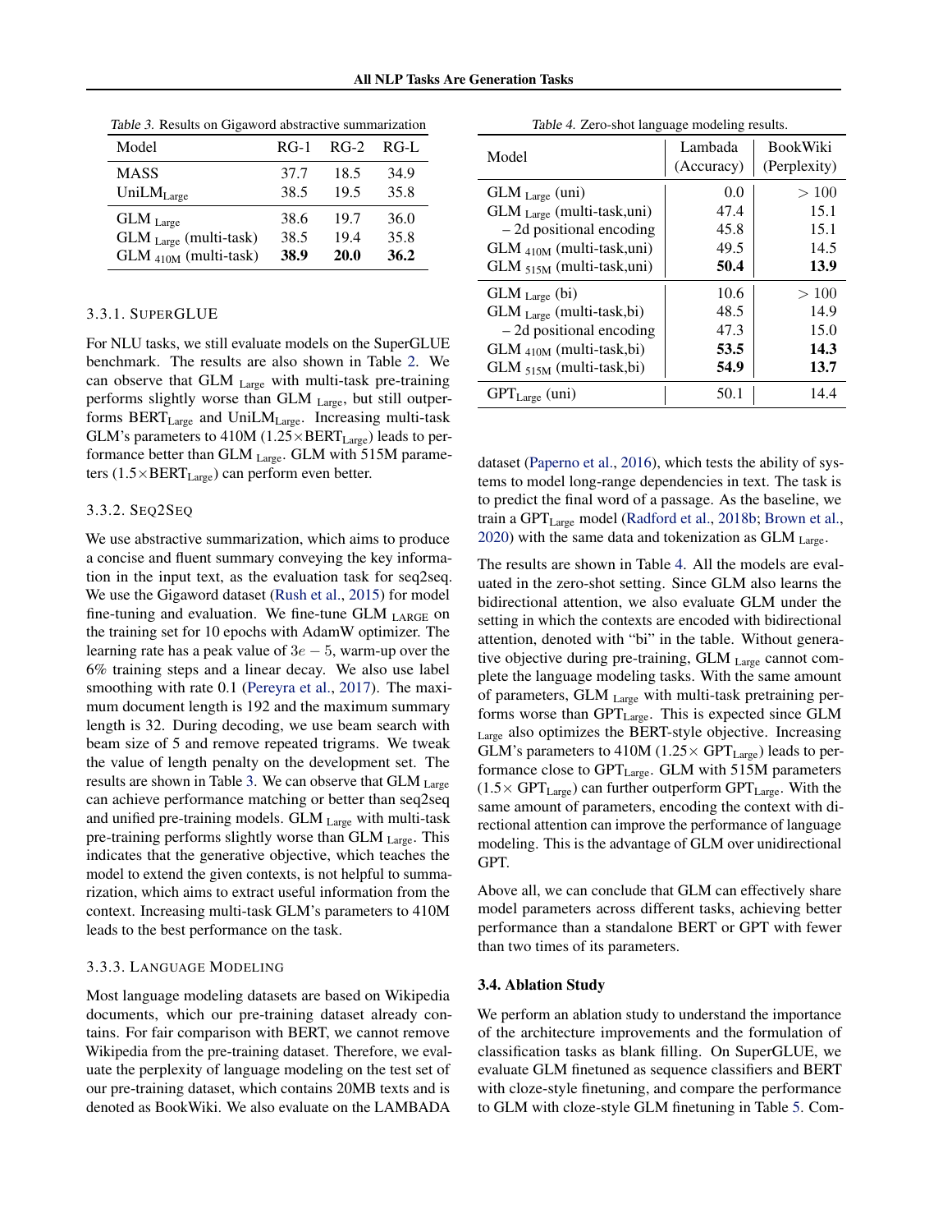Table 3. Results on Gigaword abstractive summarization

| Model | RG-1 | RG-2 | RG-L |
|---|---|---|---|
| MASS | 37.7 | 18.5 | 34.9 |
| $\text{UniLM}_{\text{Large}}$ | 38.5 | 19.5 | 35.8 |
| $\text{GLM}_{\text{Large}}$ | 38.6 | 19.7 | 36.0 |
| $\text{GLM}_{\text{Large}}$ (multi-task) | 38.5 | 19.4 | 35.8 |
| $\text{GLM}_{\text{410M}}$ (multi-task) | **38.9** | **20.0** | **36.2** |

#### 3.3.1. SuperGLUE

For NLU tasks, we still evaluate models on the SuperGLUE benchmark. The results are also shown in Table 2. We can observe that $\text{GLM}_{\text{Large}}$ with multi-task pre-training performs slightly worse than $\text{GLM}_{\text{Large}}$, but still outperforms $\text{BERT}_{\text{Large}}$ and $\text{UniLM}_{\text{Large}}$. Increasing multi-task GLM's parameters to 410M (1.25×$\text{BERT}_{\text{Large}}$) leads to performance better than $\text{GLM}_{\text{Large}}$. GLM with 515M parameters (1.5×$\text{BERT}_{\text{Large}}$) can perform even better.

#### 3.3.2. Seq2Seq

We use abstractive summarization, which aims to produce a concise and fluent summary conveying the key information in the input text, as the evaluation task for seq2seq. We use the Gigaword dataset (Rush et al., 2015) for model fine-tuning and evaluation. We fine-tune $\text{GLM}_{\text{LARGE}}$ on the training set for 10 epochs with AdamW optimizer. The learning rate has a peak value of $3e-5$, warm-up over the 6% training steps and a linear decay. We also use label smoothing with rate 0.1 (Pereyra et al., 2017). The maximum document length is 192 and the maximum summary length is 32. During decoding, we use beam search with beam size of 5 and remove repeated trigrams. We tweak the value of length penalty on the development set. The results are shown in Table 3. We can observe that $\text{GLM}_{\text{Large}}$ can achieve performance matching or better than seq2seq and unified pre-training models. $\text{GLM}_{\text{Large}}$ with multi-task pre-training performs slightly worse than $\text{GLM}_{\text{Large}}$. This indicates that the generative objective, which teaches the model to extend the given contexts, is not helpful to summarization, which aims to extract useful information from the context. Increasing multi-task GLM's parameters to 410M leads to the best performance on the task.

#### 3.3.3. Language Modeling

Most language modeling datasets are based on Wikipedia documents, which our pre-training dataset already contains. For fair comparison with BERT, we cannot remove Wikipedia from the pre-training dataset. Therefore, we evaluate the perplexity of language modeling on the test set of our pre-training dataset, which contains 20MB texts and is denoted as BookWiki. We also evaluate on the LAMBADA dataset (Paperno et al., 2016), which tests the ability of systems to model long-range dependencies in text. The task is to predict the final word of a passage. As the baseline, we train a $\text{GPT}_{\text{Large}}$ model (Radford et al., 2018b; Brown et al., 2020) with the same data and tokenization as $\text{GLM}_{\text{Large}}$.

Table 4. Zero-shot language modeling results.

| Model | Lambada (Accuracy) | BookWiki (Perplexity) |
|---|---|---|
| $\text{GLM}_{\text{Large}}$ (uni) | 0.0 | > 100 |
| $\text{GLM}_{\text{Large}}$ (multi-task,uni) | 47.4 | 15.1 |
| – 2d positional encoding | 45.8 | 15.1 |
| $\text{GLM}_{\text{410M}}$ (multi-task,uni) | 49.5 | 14.5 |
| $\text{GLM}_{\text{515M}}$ (multi-task,uni) | **50.4** | **13.9** |
| $\text{GLM}_{\text{Large}}$ (bi) | 10.6 | > 100 |
| $\text{GLM}_{\text{Large}}$ (multi-task,bi) | 48.5 | 14.9 |
| – 2d positional encoding | 47.3 | 15.0 |
| $\text{GLM}_{\text{410M}}$ (multi-task,bi) | **53.5** | **14.3** |
| $\text{GLM}_{\text{515M}}$ (multi-task,bi) | **54.9** | **13.7** |
| $\text{GPT}_{\text{Large}}$ (uni) | 50.1 | 14.4 |

The results are shown in Table 4. All the models are evaluated in the zero-shot setting. Since GLM also learns the bidirectional attention, we also evaluate GLM under the setting in which the contexts are encoded with bidirectional attention, denoted with "bi" in the table. Without generative objective during pre-training, $\text{GLM}_{\text{Large}}$ cannot complete the language modeling tasks. With the same amount of parameters, $\text{GLM}_{\text{Large}}$ with multi-task pretraining performs worse than $\text{GPT}_{\text{Large}}$. This is expected since $\text{GLM}_{\text{Large}}$ also optimizes the BERT-style objective. Increasing GLM's parameters to 410M (1.25× $\text{GPT}_{\text{Large}}$) leads to performance close to $\text{GPT}_{\text{Large}}$. GLM with 515M parameters (1.5× $\text{GPT}_{\text{Large}}$) can further outperform $\text{GPT}_{\text{Large}}$. With the same amount of parameters, encoding the context with directional attention can improve the performance of language modeling. This is the advantage of GLM over unidirectional GPT.

Above all, we can conclude that GLM can effectively share model parameters across different tasks, achieving better performance than a standalone BERT or GPT with fewer than two times of its parameters.

### 3.4. Ablation Study

We perform an ablation study to understand the importance of the architecture improvements and the formulation of classification tasks as blank filling. On SuperGLUE, we evaluate GLM finetuned as sequence classifiers and BERT with cloze-style finetuning, and compare the performance to GLM with cloze-style GLM finetuning in Table 5. Com-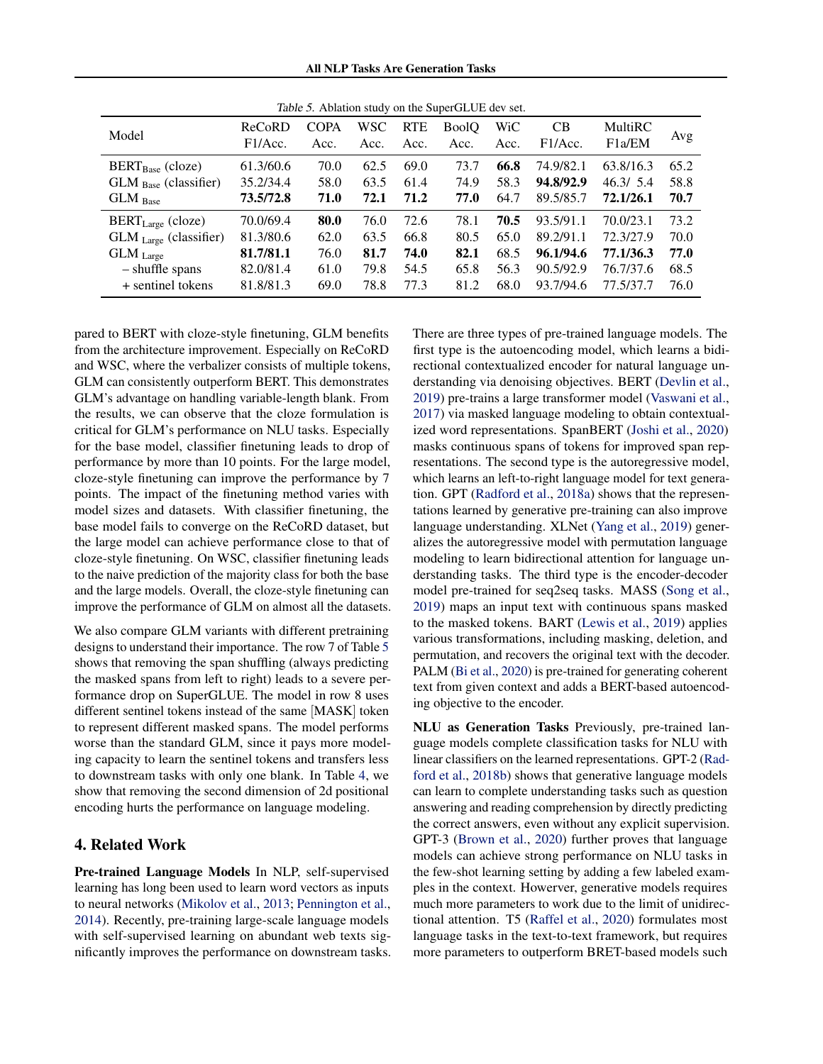Table 5. Ablation study on the SuperGLUE dev set.

| Model | ReCoRD F1/Acc. | COPA Acc. | WSC Acc. | RTE Acc. | BoolQ Acc. | WiC Acc. | CB F1/Acc. | MultiRC F1a/EM | Avg |
|---|---|---|---|---|---|---|---|---|---|
| $\text{BERT}_{\text{Base}}$ (cloze) | 61.3/60.6 | 70.0 | 62.5 | 69.0 | 73.7 | **66.8** | 74.9/82.1 | 63.8/16.3 | 65.2 |
| $\text{GLM}_{\text{Base}}$ (classifier) | 35.2/34.4 | 58.0 | 63.5 | 61.4 | 74.9 | 58.3 | **94.8/92.9** | 46.3/ 5.4 | 58.8 |
| $\text{GLM}_{\text{Base}}$ | **73.5/72.8** | **71.0** | **72.1** | **71.2** | **77.0** | 64.7 | 89.5/85.7 | **72.1/26.1** | **70.7** |
| $\text{BERT}_{\text{Large}}$ (cloze) | 70.0/69.4 | **80.0** | 76.0 | 72.6 | 78.1 | **70.5** | 93.5/91.1 | 70.0/23.1 | 73.2 |
| $\text{GLM}_{\text{Large}}$ (classifier) | 81.3/80.6 | 62.0 | 63.5 | 66.8 | 80.5 | 65.0 | 89.2/91.1 | 72.3/27.9 | 70.0 |
| $\text{GLM}_{\text{Large}}$ | **81.7/81.1** | 76.0 | **81.7** | **74.0** | **82.1** | 68.5 | **96.1/94.6** | **77.1/36.3** | **77.0** |
| – shuffle spans | 82.0/81.4 | 61.0 | 79.8 | 54.5 | 65.8 | 56.3 | 90.5/92.9 | 76.7/37.6 | 68.5 |
| + sentinel tokens | 81.8/81.3 | 69.0 | 78.8 | 77.3 | 81.2 | 68.0 | 93.7/94.6 | 77.5/37.7 | 76.0 |

pared to BERT with cloze-style finetuning, GLM benefits from the architecture improvement. Especially on ReCoRD and WSC, where the verbalizer consists of multiple tokens, GLM can consistently outperform BERT. This demonstrates GLM's advantage on handling variable-length blank. From the results, we can observe that the cloze formulation is critical for GLM's performance on NLU tasks. Especially for the base model, classifier finetuning leads to drop of performance by more than 10 points. For the large model, cloze-style finetuning can improve the performance by 7 points. The impact of the finetuning method varies with model sizes and datasets. With classifier finetuning, the base model fails to converge on the ReCoRD dataset, but the large model can achieve performance close to that of cloze-style finetuning. On WSC, classifier finetuning leads to the naive prediction of the majority class for both the base and the large models. Overall, the cloze-style finetuning can improve the performance of GLM on almost all the datasets.

We also compare GLM variants with different pretraining designs to understand their importance. The row 7 of Table 5 shows that removing the span shuffling (always predicting the masked spans from left to right) leads to a severe performance drop on SuperGLUE. The model in row 8 uses different sentinel tokens instead of the same [MASK] token to represent different masked spans. The model performs worse than the standard GLM, since it pays more modeling capacity to learn the sentinel tokens and transfers less to downstream tasks with only one blank. In Table 4, we show that removing the second dimension of 2d positional encoding hurts the performance on language modeling.

## 4. Related Work

**Pre-trained Language Models** In NLP, self-supervised learning has long been used to learn word vectors as inputs to neural networks (Mikolov et al., 2013; Pennington et al., 2014). Recently, pre-training large-scale language models with self-supervised learning on abundant web texts significantly improves the performance on downstream tasks.

There are three types of pre-trained language models. The first type is the autoencoding model, which learns a bidirectional contextualized encoder for natural language understanding via denoising objectives. BERT (Devlin et al., 2019) pre-trains a large transformer model (Vaswani et al., 2017) via masked language modeling to obtain contextualized word representations. SpanBERT (Joshi et al., 2020) masks continuous spans of tokens for improved span representations. The second type is the autoregressive model, which learns an left-to-right language model for text generation. GPT (Radford et al., 2018a) shows that the representations learned by generative pre-training can also improve language understanding. XLNet (Yang et al., 2019) generalizes the autoregressive model with permutation language modeling to learn bidirectional attention for language understanding tasks. The third type is the encoder-decoder model pre-trained for seq2seq tasks. MASS (Song et al., 2019) maps an input text with continuous spans masked to the masked tokens. BART (Lewis et al., 2019) applies various transformations, including masking, deletion, and permutation, and recovers the original text with the decoder. PALM (Bi et al., 2020) is pre-trained for generating coherent text from given context and adds a BERT-based autoencoding objective to the encoder.

**NLU as Generation Tasks** Previously, pre-trained language models complete classification tasks for NLU with linear classifiers on the learned representations. GPT-2 (Radford et al., 2018b) shows that generative language models can learn to complete understanding tasks such as question answering and reading comprehension by directly predicting the correct answers, even without any explicit supervision. GPT-3 (Brown et al., 2020) further proves that language models can achieve strong performance on NLU tasks in the few-shot learning setting by adding a few labeled examples in the context. However, generative models requires much more parameters to work due to the limit of unidirectional attention. T5 (Raffel et al., 2020) formulates most language tasks in the text-to-text framework, but requires more parameters to outperform BRET-based models such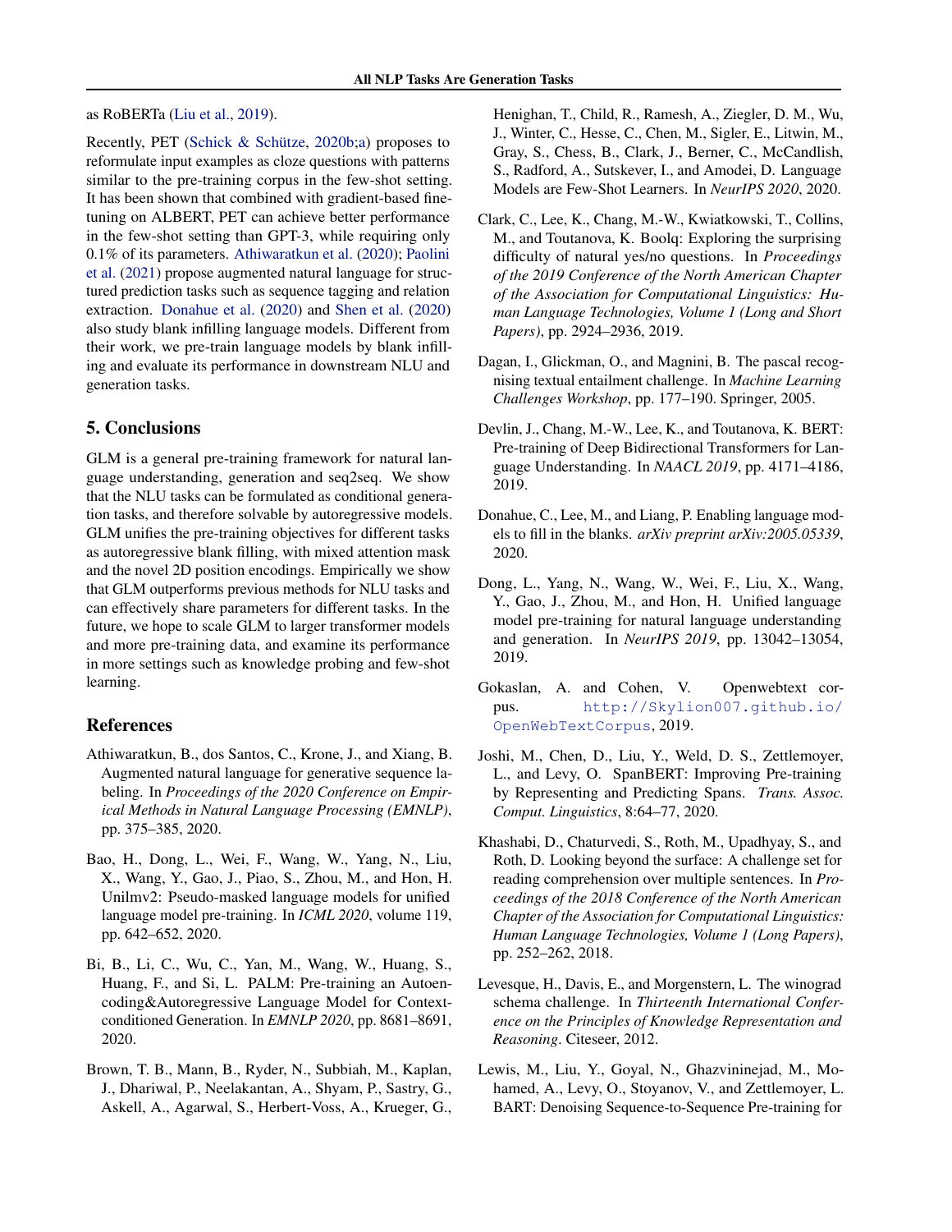as RoBERTa (Liu et al., 2019).

Recently, PET (Schick & Schütze, 2020b;a) proposes to reformulate input examples as cloze questions with patterns similar to the pre-training corpus in the few-shot setting. It has been shown that combined with gradient-based fine-tuning on ALBERT, PET can achieve better performance in the few-shot setting than GPT-3, while requiring only 0.1% of its parameters. Athiwaratkun et al. (2020); Paolini et al. (2021) propose augmented natural language for structured prediction tasks such as sequence tagging and relation extraction. Donahue et al. (2020) and Shen et al. (2020) also study blank infilling language models. Different from their work, we pre-train language models by blank infilling and evaluate its performance in downstream NLU and generation tasks.

## 5. Conclusions

GLM is a general pre-training framework for natural language understanding, generation and seq2seq. We show that the NLU tasks can be formulated as conditional generation tasks, and therefore solvable by autoregressive models. GLM unifies the pre-training objectives for different tasks as autoregressive blank filling, with mixed attention mask and the novel 2D position encodings. Empirically we show that GLM outperforms previous methods for NLU tasks and can effectively share parameters for different tasks. In the future, we hope to scale GLM to larger transformer models and more pre-training data, and examine its performance in more settings such as knowledge probing and few-shot learning.

## References

Athiwaratkun, B., dos Santos, C., Krone, J., and Xiang, B. Augmented natural language for generative sequence labeling. In *Proceedings of the 2020 Conference on Empirical Methods in Natural Language Processing (EMNLP)*, pp. 375–385, 2020.

Bao, H., Dong, L., Wei, F., Wang, W., Yang, N., Liu, X., Wang, Y., Gao, J., Piao, S., Zhou, M., and Hon, H. Unilmv2: Pseudo-masked language models for unified language model pre-training. In *ICML 2020*, volume 119, pp. 642–652, 2020.

Bi, B., Li, C., Wu, C., Yan, M., Wang, W., Huang, S., Huang, F., and Si, L. PALM: Pre-training an Autoencoding&Autoregressive Language Model for Context-conditioned Generation. In *EMNLP 2020*, pp. 8681–8691, 2020.

Brown, T. B., Mann, B., Ryder, N., Subbiah, M., Kaplan, J., Dhariwal, P., Neelakantan, A., Shyam, P., Sastry, G., Askell, A., Agarwal, S., Herbert-Voss, A., Krueger, G., Henighan, T., Child, R., Ramesh, A., Ziegler, D. M., Wu, J., Winter, C., Hesse, C., Chen, M., Sigler, E., Litwin, M., Gray, S., Chess, B., Clark, J., Berner, C., McCandlish, S., Radford, A., Sutskever, I., and Amodei, D. Language Models are Few-Shot Learners. In *NeurIPS 2020*, 2020.

Clark, C., Lee, K., Chang, M.-W., Kwiatkowski, T., Collins, M., and Toutanova, K. Boolq: Exploring the surprising difficulty of natural yes/no questions. In *Proceedings of the 2019 Conference of the North American Chapter of the Association for Computational Linguistics: Human Language Technologies, Volume 1 (Long and Short Papers)*, pp. 2924–2936, 2019.

Dagan, I., Glickman, O., and Magnini, B. The pascal recognising textual entailment challenge. In *Machine Learning Challenges Workshop*, pp. 177–190. Springer, 2005.

Devlin, J., Chang, M.-W., Lee, K., and Toutanova, K. BERT: Pre-training of Deep Bidirectional Transformers for Language Understanding. In *NAACL 2019*, pp. 4171–4186, 2019.

Donahue, C., Lee, M., and Liang, P. Enabling language models to fill in the blanks. *arXiv preprint arXiv:2005.05339*, 2020.

Dong, L., Yang, N., Wang, W., Wei, F., Liu, X., Wang, Y., Gao, J., Zhou, M., and Hon, H. Unified language model pre-training for natural language understanding and generation. In *NeurIPS 2019*, pp. 13042–13054, 2019.

Gokaslan, A. and Cohen, V. Openwebtext corpus. `http://Skylion007.github.io/OpenWebTextCorpus`, 2019.

Joshi, M., Chen, D., Liu, Y., Weld, D. S., Zettlemoyer, L., and Levy, O. SpanBERT: Improving Pre-training by Representing and Predicting Spans. *Trans. Assoc. Comput. Linguistics*, 8:64–77, 2020.

Khashabi, D., Chaturvedi, S., Roth, M., Upadhyay, S., and Roth, D. Looking beyond the surface: A challenge set for reading comprehension over multiple sentences. In *Proceedings of the 2018 Conference of the North American Chapter of the Association for Computational Linguistics: Human Language Technologies, Volume 1 (Long Papers)*, pp. 252–262, 2018.

Levesque, H., Davis, E., and Morgenstern, L. The winograd schema challenge. In *Thirteenth International Conference on the Principles of Knowledge Representation and Reasoning*. Citeseer, 2012.

Lewis, M., Liu, Y., Goyal, N., Ghazvininejad, M., Mohamed, A., Levy, O., Stoyanov, V., and Zettlemoyer, L. BART: Denoising Sequence-to-Sequence Pre-training for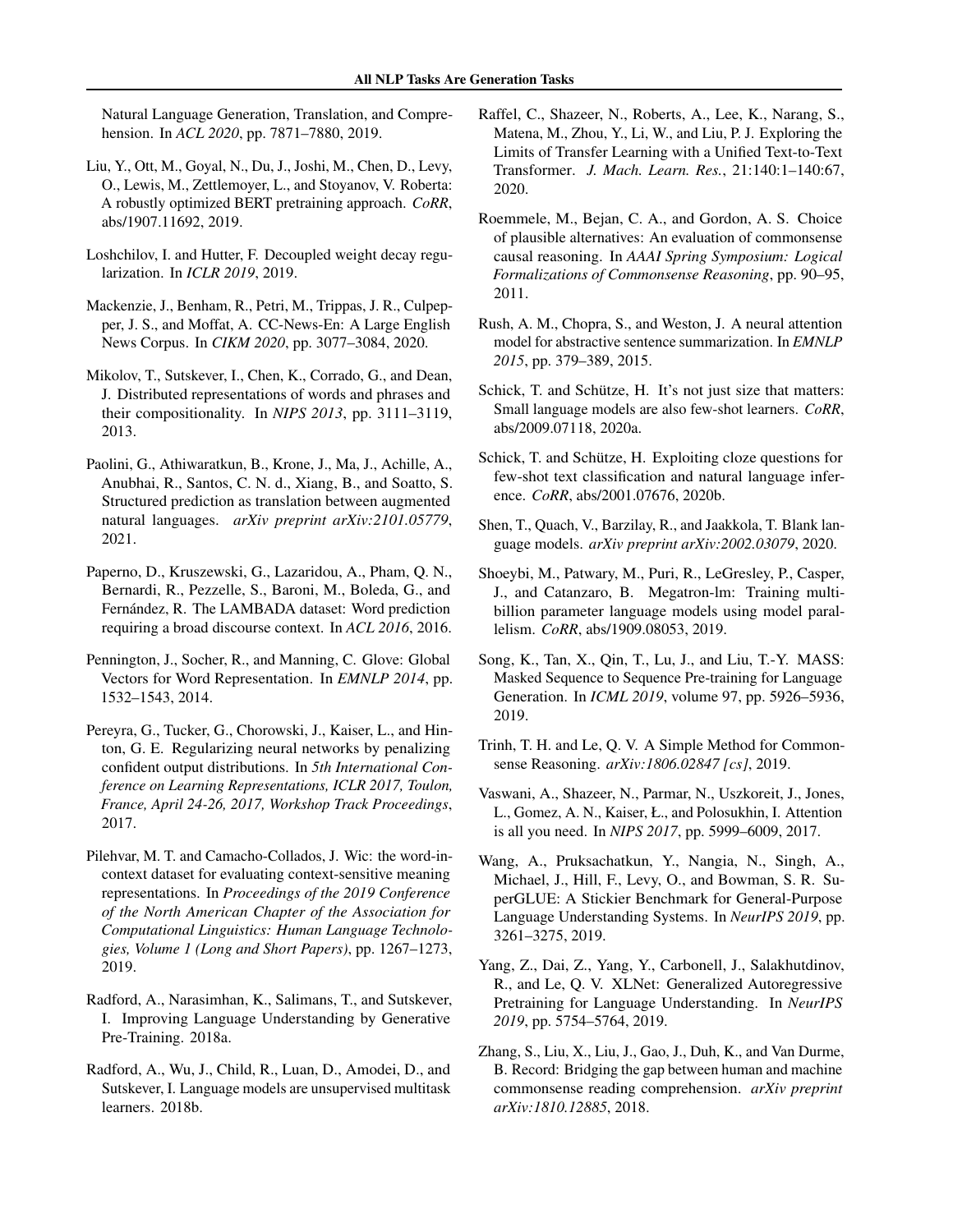Natural Language Generation, Translation, and Comprehension. In *ACL 2020*, pp. 7871–7880, 2019.

Liu, Y., Ott, M., Goyal, N., Du, J., Joshi, M., Chen, D., Levy, O., Lewis, M., Zettlemoyer, L., and Stoyanov, V. Roberta: A robustly optimized BERT pretraining approach. *CoRR*, abs/1907.11692, 2019.

Loshchilov, I. and Hutter, F. Decoupled weight decay regularization. In *ICLR 2019*, 2019.

Mackenzie, J., Benham, R., Petri, M., Trippas, J. R., Culpepper, J. S., and Moffat, A. CC-News-En: A Large English News Corpus. In *CIKM 2020*, pp. 3077–3084, 2020.

Mikolov, T., Sutskever, I., Chen, K., Corrado, G., and Dean, J. Distributed representations of words and phrases and their compositionality. In *NIPS 2013*, pp. 3111–3119, 2013.

Paolini, G., Athiwaratkun, B., Krone, J., Ma, J., Achille, A., Anubhai, R., Santos, C. N. d., Xiang, B., and Soatto, S. Structured prediction as translation between augmented natural languages. *arXiv preprint arXiv:2101.05779*, 2021.

Paperno, D., Kruszewski, G., Lazaridou, A., Pham, Q. N., Bernardi, R., Pezzelle, S., Baroni, M., Boleda, G., and Fernández, R. The LAMBADA dataset: Word prediction requiring a broad discourse context. In *ACL 2016*, 2016.

Pennington, J., Socher, R., and Manning, C. Glove: Global Vectors for Word Representation. In *EMNLP 2014*, pp. 1532–1543, 2014.

Pereyra, G., Tucker, G., Chorowski, J., Kaiser, L., and Hinton, G. E. Regularizing neural networks by penalizing confident output distributions. In *5th International Conference on Learning Representations, ICLR 2017, Toulon, France, April 24-26, 2017, Workshop Track Proceedings*, 2017.

Pilehvar, M. T. and Camacho-Collados, J. Wic: the word-in-context dataset for evaluating context-sensitive meaning representations. In *Proceedings of the 2019 Conference of the North American Chapter of the Association for Computational Linguistics: Human Language Technologies, Volume 1 (Long and Short Papers)*, pp. 1267–1273, 2019.

Radford, A., Narasimhan, K., Salimans, T., and Sutskever, I. Improving Language Understanding by Generative Pre-Training. 2018a.

Radford, A., Wu, J., Child, R., Luan, D., Amodei, D., and Sutskever, I. Language models are unsupervised multitask learners. 2018b.

Raffel, C., Shazeer, N., Roberts, A., Lee, K., Narang, S., Matena, M., Zhou, Y., Li, W., and Liu, P. J. Exploring the Limits of Transfer Learning with a Unified Text-to-Text Transformer. *J. Mach. Learn. Res.*, 21:140:1–140:67, 2020.

Roemmele, M., Bejan, C. A., and Gordon, A. S. Choice of plausible alternatives: An evaluation of commonsense causal reasoning. In *AAAI Spring Symposium: Logical Formalizations of Commonsense Reasoning*, pp. 90–95, 2011.

Rush, A. M., Chopra, S., and Weston, J. A neural attention model for abstractive sentence summarization. In *EMNLP 2015*, pp. 379–389, 2015.

Schick, T. and Schütze, H. It's not just size that matters: Small language models are also few-shot learners. *CoRR*, abs/2009.07118, 2020a.

Schick, T. and Schütze, H. Exploiting cloze questions for few-shot text classification and natural language inference. *CoRR*, abs/2001.07676, 2020b.

Shen, T., Quach, V., Barzilay, R., and Jaakkola, T. Blank language models. *arXiv preprint arXiv:2002.03079*, 2020.

Shoeybi, M., Patwary, M., Puri, R., LeGresley, P., Casper, J., and Catanzaro, B. Megatron-lm: Training multi-billion parameter language models using model parallelism. *CoRR*, abs/1909.08053, 2019.

Song, K., Tan, X., Qin, T., Lu, J., and Liu, T.-Y. MASS: Masked Sequence to Sequence Pre-training for Language Generation. In *ICML 2019*, volume 97, pp. 5926–5936, 2019.

Trinh, T. H. and Le, Q. V. A Simple Method for Commonsense Reasoning. *arXiv:1806.02847 [cs]*, 2019.

Vaswani, A., Shazeer, N., Parmar, N., Uszkoreit, J., Jones, L., Gomez, A. N., Kaiser, Ł., and Polosukhin, I. Attention is all you need. In *NIPS 2017*, pp. 5999–6009, 2017.

Wang, A., Pruksachatkun, Y., Nangia, N., Singh, A., Michael, J., Hill, F., Levy, O., and Bowman, S. R. SuperGLUE: A Stickier Benchmark for General-Purpose Language Understanding Systems. In *NeurIPS 2019*, pp. 3261–3275, 2019.

Yang, Z., Dai, Z., Yang, Y., Carbonell, J., Salakhutdinov, R., and Le, Q. V. XLNet: Generalized Autoregressive Pretraining for Language Understanding. In *NeurIPS 2019*, pp. 5754–5764, 2019.

Zhang, S., Liu, X., Liu, J., Gao, J., Duh, K., and Van Durme, B. Record: Bridging the gap between human and machine commonsense reading comprehension. *arXiv preprint arXiv:1810.12885*, 2018.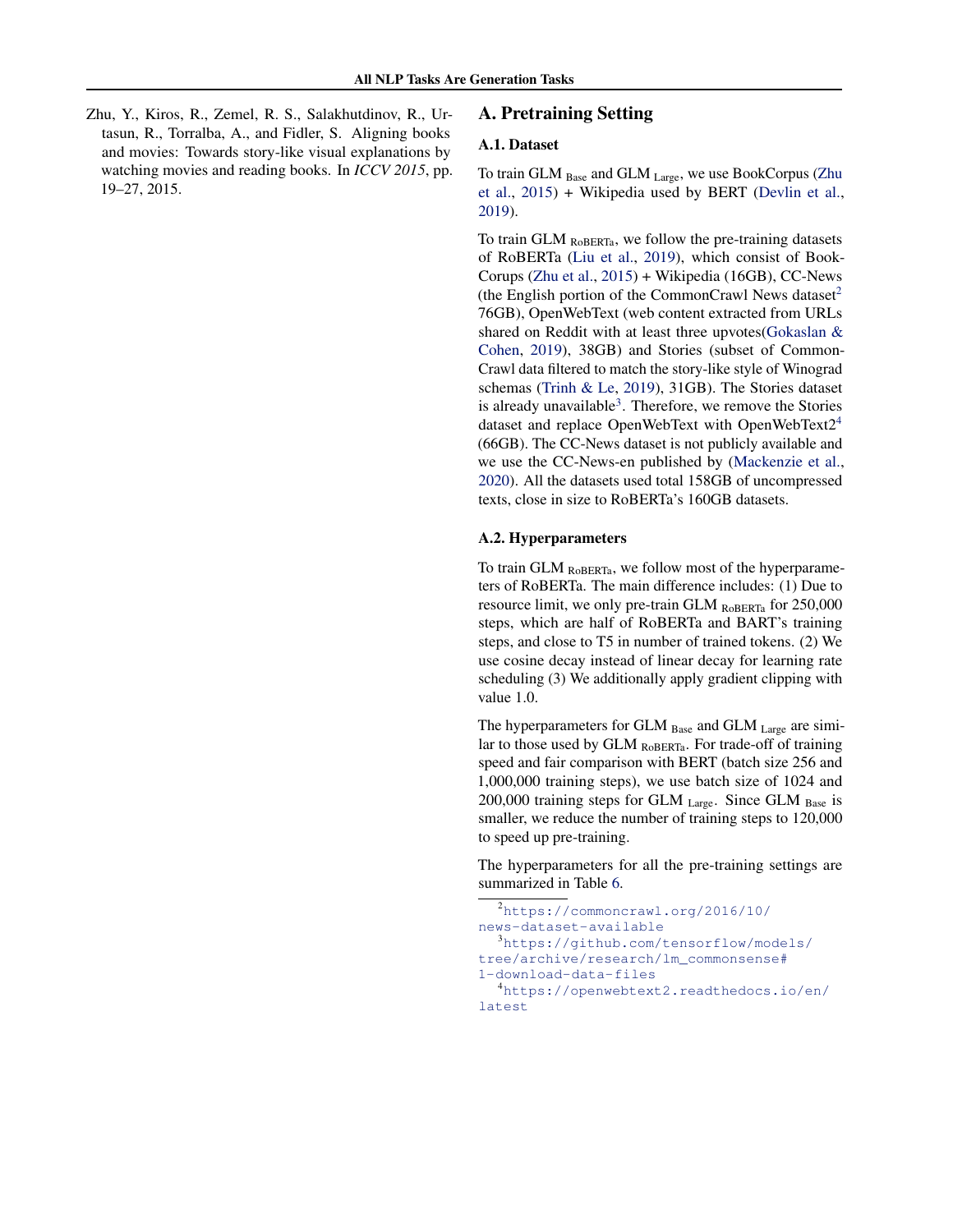Zhu, Y., Kiros, R., Zemel, R. S., Salakhutdinov, R., Urtasun, R., Torralba, A., and Fidler, S. Aligning books and movies: Towards story-like visual explanations by watching movies and reading books. In *ICCV 2015*, pp. 19–27, 2015.

## A. Pretraining Setting

### A.1. Dataset

To train GLM $_{\text{Base}}$ and GLM $_{\text{Large}}$, we use BookCorpus (Zhu et al., 2015) + Wikipedia used by BERT (Devlin et al., 2019).

To train GLM $_{\text{RoBERTa}}$, we follow the pre-training datasets of RoBERTa (Liu et al., 2019), which consist of BookCorups (Zhu et al., 2015) + Wikipedia (16GB), CC-News (the English portion of the CommonCrawl News dataset[2] 76GB), OpenWebText (web content extracted from URLs shared on Reddit with at least three upvotes(Gokaslan & Cohen, 2019), 38GB) and Stories (subset of CommonCrawl data filtered to match the story-like style of Winograd schemas (Trinh & Le, 2019), 31GB). The Stories dataset is already unavailable[3]. Therefore, we remove the Stories dataset and replace OpenWebText with OpenWebText2[4] (66GB). The CC-News dataset is not publicly available and we use the CC-News-en published by (Mackenzie et al., 2020). All the datasets used total 158GB of uncompressed texts, close in size to RoBERTa's 160GB datasets.

### A.2. Hyperparameters

To train GLM $_{\text{RoBERTa}}$, we follow most of the hyperparameters of RoBERTa. The main difference includes: (1) Due to resource limit, we only pre-train GLM $_{\text{RoBERTa}}$ for 250,000 steps, which are half of RoBERTa and BART's training steps, and close to T5 in number of trained tokens. (2) We use cosine decay instead of linear decay for learning rate scheduling (3) We additionally apply gradient clipping with value 1.0.

The hyperparameters for GLM $_{\text{Base}}$ and GLM $_{\text{Large}}$ are similar to those used by GLM $_{\text{RoBERTa}}$. For trade-off of training speed and fair comparison with BERT (batch size 256 and 1,000,000 training steps), we use batch size of 1024 and 200,000 training steps for GLM $_{\text{Large}}$. Since GLM $_{\text{Base}}$ is smaller, we reduce the number of training steps to 120,000 to speed up pre-training.

The hyperparameters for all the pre-training settings are summarized in Table 6.

[2] https://commoncrawl.org/2016/10/news-dataset-available

[3] https://github.com/tensorflow/models/tree/archive/research/lm_commonsense#1-download-data-files

[4] https://openwebtext2.readthedocs.io/en/latest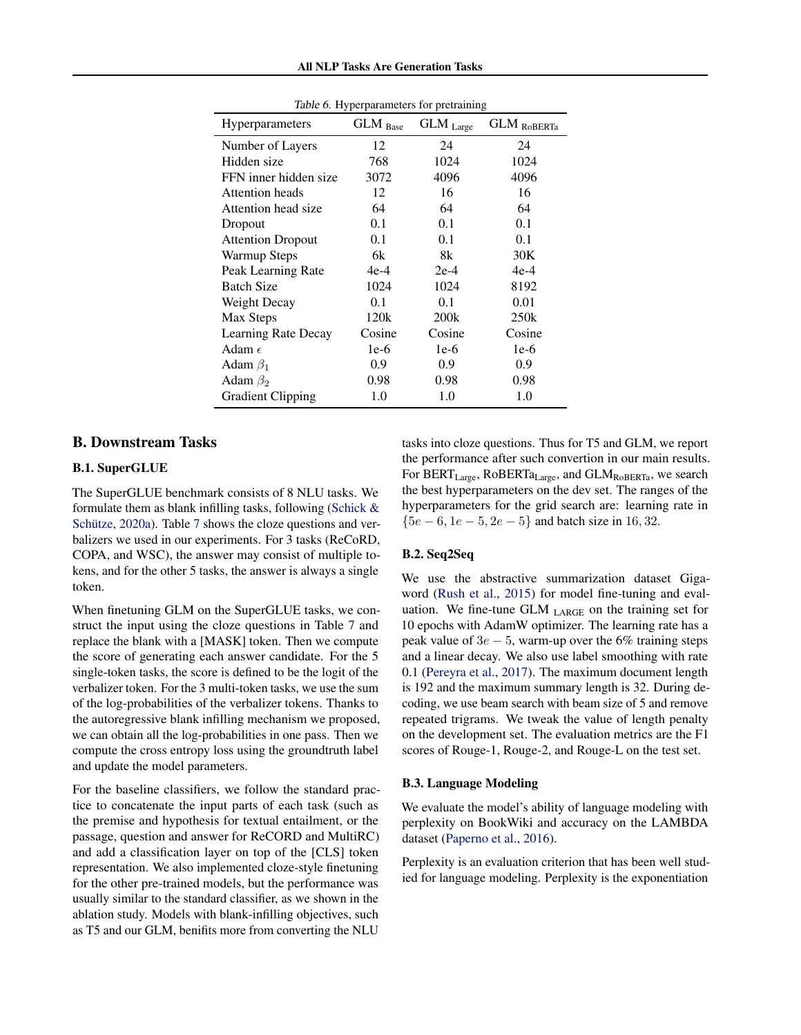*Table 6.* Hyperparameters for pretraining

| Hyperparameters | GLM $_{\text{Base}}$ | GLM $_{\text{Large}}$ | GLM $_{\text{RoBERTa}}$ |
|---|---|---|---|
| Number of Layers | 12 | 24 | 24 |
| Hidden size | 768 | 1024 | 1024 |
| FFN inner hidden size | 3072 | 4096 | 4096 |
| Attention heads | 12 | 16 | 16 |
| Attention head size | 64 | 64 | 64 |
| Dropout | 0.1 | 0.1 | 0.1 |
| Attention Dropout | 0.1 | 0.1 | 0.1 |
| Warmup Steps | 6k | 8k | 30K |
| Peak Learning Rate | 4e-4 | 2e-4 | 4e-4 |
| Batch Size | 1024 | 1024 | 8192 |
| Weight Decay | 0.1 | 0.1 | 0.01 |
| Max Steps | 120k | 200k | 250k |
| Learning Rate Decay | Cosine | Cosine | Cosine |
| Adam $\epsilon$ | 1e-6 | 1e-6 | 1e-6 |
| Adam $\beta_1$ | 0.9 | 0.9 | 0.9 |
| Adam $\beta_2$ | 0.98 | 0.98 | 0.98 |
| Gradient Clipping | 1.0 | 1.0 | 1.0 |

## B. Downstream Tasks

### B.1. SuperGLUE

The SuperGLUE benchmark consists of 8 NLU tasks. We formulate them as blank infilling tasks, following (Schick & Schütze, 2020a). Table 7 shows the cloze questions and verbalizers we used in our experiments. For 3 tasks (ReCoRD, COPA, and WSC), the answer may consist of multiple tokens, and for the other 5 tasks, the answer is always a single token.

When finetuning GLM on the SuperGLUE tasks, we construct the input using the cloze questions in Table 7 and replace the blank with a [MASK] token. Then we compute the score of generating each answer candidate. For the 5 single-token tasks, the score is defined to be the logit of the verbalizer token. For the 3 multi-token tasks, we use the sum of the log-probabilities of the verbalizer tokens. Thanks to the autoregressive blank infilling mechanism we proposed, we can obtain all the log-probabilities in one pass. Then we compute the cross entropy loss using the groundtruth label and update the model parameters.

For the baseline classifiers, we follow the standard practice to concatenate the input parts of each task (such as the premise and hypothesis for textual entailment, or the passage, question and answer for ReCORD and MultiRC) and add a classification layer on top of the [CLS] token representation. We also implemented cloze-style finetuning for the other pre-trained models, but the performance was usually similar to the standard classifier, as we shown in the ablation study. Models with blank-infilling objectives, such as T5 and our GLM, benifits more from converting the NLU tasks into cloze questions. Thus for T5 and GLM, we report the performance after such convertion in our main results. For $\text{BERT}_{\text{Large}}$, $\text{RoBERTa}_{\text{Large}}$, and $\text{GLM}_{\text{RoBERTa}}$, we search the best hyperparameters on the dev set. The ranges of the hyperparameters for the grid search are: learning rate in $\{5e-6, 1e-5, 2e-5\}$ and batch size in 16, 32.

### B.2. Seq2Seq

We use the abstractive summarization dataset Gigaword (Rush et al., 2015) for model fine-tuning and evaluation. We fine-tune GLM $_{\text{LARGE}}$ on the training set for 10 epochs with AdamW optimizer. The learning rate has a peak value of $3e-5$, warm-up over the 6% training steps and a linear decay. We also use label smoothing with rate 0.1 (Pereyra et al., 2017). The maximum document length is 192 and the maximum summary length is 32. During decoding, we use beam search with beam size of 5 and remove repeated trigrams. We tweak the value of length penalty on the development set. The evaluation metrics are the F1 scores of Rouge-1, Rouge-2, and Rouge-L on the test set.

### B.3. Language Modeling

We evaluate the model's ability of language modeling with perplexity on BookWiki and accuracy on the LAMBDA dataset (Paperno et al., 2016).

Perplexity is an evaluation criterion that has been well studied for language modeling. Perplexity is the exponentiation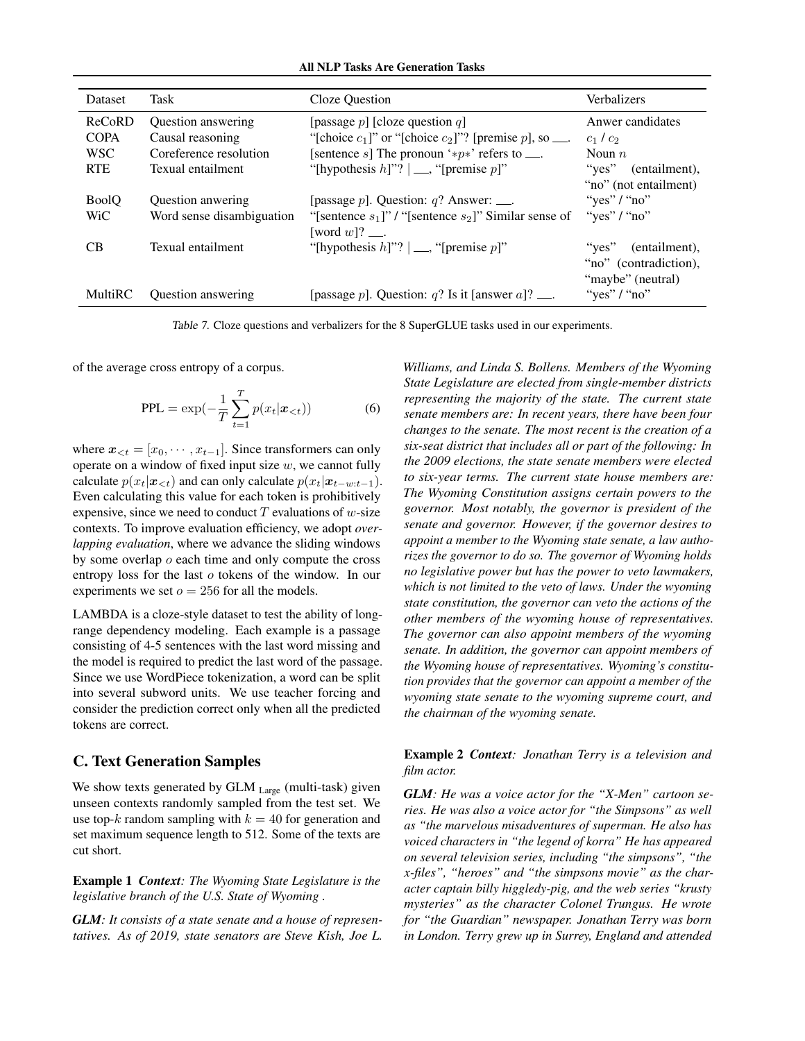| Dataset | Task | Cloze Question | Verbalizers |
|---|---|---|---|
| ReCoRD | Question answering | [passage $p$] [cloze question $q$] | Anwer candidates |
| COPA | Causal reasoning | "[choice $c_1$]" or "[choice $c_2$]"? [premise $p$], so ___. | $c_1$ / $c_2$ |
| WSC | Coreference resolution | [sentence $s$] The pronoun '$*p*$' refers to ___. | Noun $n$ |
| RTE | Texual entailment | "[hypothesis $h$]"? \| ___, "[premise $p$]" | "yes" (entailment), "no" (not entailment) |
| BoolQ | Question anwering | [passage $p$]. Question: $q$? Answer: ___. | "yes" / "no" |
| WiC | Word sense disambiguation | "[sentence $s_1$]" / "[sentence $s_2$]" Similar sense of [word $w$]? ___. | "yes" / "no" |
| CB | Texual entailment | "[hypothesis $h$]"? \| ___, "[premise $p$]" | "yes" (entailment), "no" (contradiction), "maybe" (neutral) |
| MultiRC | Question answering | [passage $p$]. Question: $q$? Is it [answer $a$]? ___. | "yes" / "no" |

Table 7. Cloze questions and verbalizers for the 8 SuperGLUE tasks used in our experiments.

of the average cross entropy of a corpus.

$$\text{PPL} = \exp\left(-\frac{1}{T}\sum_{t=1}^{T} p(x_t|\boldsymbol{x}_{<t})\right) \quad (6)$$

where $\boldsymbol{x}_{<t} = [x_0, \cdots, x_{t-1}]$. Since transformers can only operate on a window of fixed input size $w$, we cannot fully calculate $p(x_t|\boldsymbol{x}_{<t})$ and can only calculate $p(x_t|\boldsymbol{x}_{t-w:t-1})$. Even calculating this value for each token is prohibitively expensive, since we need to conduct $T$ evaluations of $w$-size contexts. To improve evaluation efficiency, we adopt *overlapping evaluation*, where we advance the sliding windows by some overlap $o$ each time and only compute the cross entropy loss for the last $o$ tokens of the window. In our experiments we set $o = 256$ for all the models.

LAMBDA is a cloze-style dataset to test the ability of long-range dependency modeling. Each example is a passage consisting of 4-5 sentences with the last word missing and the model is required to predict the last word of the passage. Since we use WordPiece tokenization, a word can be split into several subword units. We use teacher forcing and consider the prediction correct only when all the predicted tokens are correct.

## C. Text Generation Samples

We show texts generated by GLM $_{\text{Large}}$ (multi-task) given unseen contexts randomly sampled from the test set. We use top-$k$ random sampling with $k = 40$ for generation and set maximum sequence length to 512. Some of the texts are cut short.

**Example 1** ***Context****: The Wyoming State Legislature is the legislative branch of the U.S. State of Wyoming .*

***GLM****: It consists of a state senate and a house of representatives. As of 2019, state senators are Steve Kish, Joe L. Williams, and Linda S. Bollens. Members of the Wyoming State Legislature are elected from single-member districts representing the majority of the state. The current state senate members are: In recent years, there have been four changes to the senate. The most recent is the creation of a six-seat district that includes all or part of the following: In the 2009 elections, the state senate members were elected to six-year terms. The current state house members are: The Wyoming Constitution assigns certain powers to the governor. Most notably, the governor is president of the senate and governor. However, if the governor desires to appoint a member to the Wyoming state senate, a law authorizes the governor to do so. The governor of Wyoming holds no legislative power but has the power to veto lawmakers, which is not limited to the veto of laws. Under the wyoming state constitution, the governor can veto the actions of the other members of the wyoming house of representatives. The governor can also appoint members of the wyoming senate. In addition, the governor can appoint members of the Wyoming house of representatives. Wyoming's constitution provides that the governor can appoint a member of the wyoming state senate to the wyoming supreme court, and the chairman of the wyoming senate.*

**Example 2** ***Context****: Jonathan Terry is a television and film actor.*

***GLM****: He was a voice actor for the "X-Men" cartoon series. He was also a voice actor for "the Simpsons" as well as "the marvelous misadventures of superman. He also has voiced characters in "the legend of korra" He has appeared on several television series, including "the simpsons", "the x-files", "heroes" and "the simpsons movie" as the character captain billy higgledy-pig, and the web series "krusty mysteries" as the character Colonel Trungus. He wrote for "the Guardian" newspaper. Jonathan Terry was born in London. Terry grew up in Surrey, England and attended*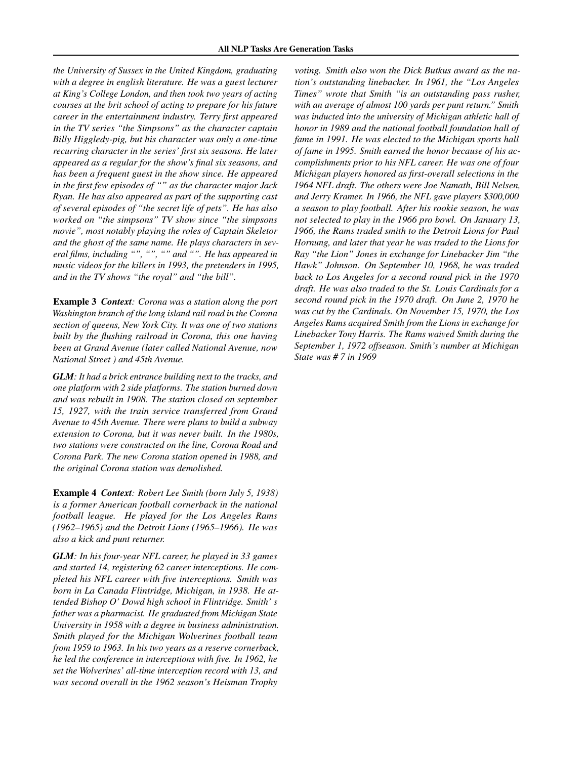*the University of Sussex in the United Kingdom, graduating with a degree in english literature. He was a guest lecturer at King's College London, and then took two years of acting courses at the brit school of acting to prepare for his future career in the entertainment industry. Terry first appeared in the TV series "the Simpsons" as the character captain Billy Higgledy-pig, but his character was only a one-time recurring character in the series' first six seasons. He later appeared as a regular for the show's final six seasons, and has been a frequent guest in the show since. He appeared in the first few episodes of "" as the character major Jack Ryan. He has also appeared as part of the supporting cast of several episodes of "the secret life of pets". He has also worked on "the simpsons" TV show since "the simpsons movie", most notably playing the roles of Captain Skeletor and the ghost of the same name. He plays characters in several films, including "", "", "" and "". He has appeared in music videos for the killers in 1993, the pretenders in 1995, and in the TV shows "the royal" and "the bill".*

**Example 3** ***Context****: Corona was a station along the port Washington branch of the long island rail road in the Corona section of queens, New York City. It was one of two stations built by the flushing railroad in Corona, this one having been at Grand Avenue (later called National Avenue, now National Street ) and 45th Avenue.*

***GLM****: It had a brick entrance building next to the tracks, and one platform with 2 side platforms. The station burned down and was rebuilt in 1908. The station closed on september 15, 1927, with the train service transferred from Grand Avenue to 45th Avenue. There were plans to build a subway extension to Corona, but it was never built. In the 1980s, two stations were constructed on the line, Corona Road and Corona Park. The new Corona station opened in 1988, and the original Corona station was demolished.*

**Example 4** ***Context****: Robert Lee Smith (born July 5, 1938) is a former American football cornerback in the national football league. He played for the Los Angeles Rams (1962–1965) and the Detroit Lions (1965–1966). He was also a kick and punt returner.*

***GLM****: In his four-year NFL career, he played in 33 games and started 14, registering 62 career interceptions. He completed his NFL career with five interceptions. Smith was born in La Canada Flintridge, Michigan, in 1938. He attended Bishop O' Dowd high school in Flintridge. Smith' s father was a pharmacist. He graduated from Michigan State University in 1958 with a degree in business administration. Smith played for the Michigan Wolverines football team from 1959 to 1963. In his two years as a reserve cornerback, he led the conference in interceptions with five. In 1962, he set the Wolverines' all-time interception record with 13, and was second overall in the 1962 season's Heisman Trophy voting. Smith also won the Dick Butkus award as the nation's outstanding linebacker. In 1961, the "Los Angeles Times" wrote that Smith "is an outstanding pass rusher, with an average of almost 100 yards per punt return." Smith was inducted into the university of Michigan athletic hall of honor in 1989 and the national football foundation hall of fame in 1991. He was elected to the Michigan sports hall of fame in 1995. Smith earned the honor because of his accomplishments prior to his NFL career. He was one of four Michigan players honored as first-overall selections in the 1964 NFL draft. The others were Joe Namath, Bill Nelsen, and Jerry Kramer. In 1966, the NFL gave players $300,000 a season to play football. After his rookie season, he was not selected to play in the 1966 pro bowl. On January 13, 1966, the Rams traded smith to the Detroit Lions for Paul Hornung, and later that year he was traded to the Lions for Ray "the Lion" Jones in exchange for Linebacker Jim "the Hawk" Johnson. On September 10, 1968, he was traded back to Los Angeles for a second round pick in the 1970 draft. He was also traded to the St. Louis Cardinals for a second round pick in the 1970 draft. On June 2, 1970 he was cut by the Cardinals. On November 15, 1970, the Los Angeles Rams acquired Smith from the Lions in exchange for Linebacker Tony Harris. The Rams waived Smith during the September 1, 1972 offseason. Smith's number at Michigan State was # 7 in 1969*